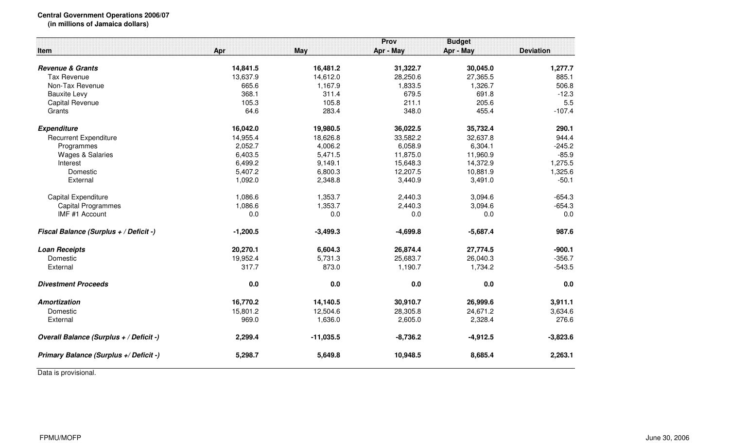**Central Government Operations 2006/07**
**(in millions of Jamaica dollars)**

| Item | Apr | May | Prov Apr - May | Budget Apr - May | Deviation |
|---|---|---|---|---|---|
| ***Revenue & Grants*** | **14,841.5** | **16,481.2** | **31,322.7** | **30,045.0** | **1,277.7** |
| Tax Revenue | 13,637.9 | 14,612.0 | 28,250.6 | 27,365.5 | 885.1 |
| Non-Tax Revenue | 665.6 | 1,167.9 | 1,833.5 | 1,326.7 | 506.8 |
| Bauxite Levy | 368.1 | 311.4 | 679.5 | 691.8 | -12.3 |
| Capital Revenue | 105.3 | 105.8 | 211.1 | 205.6 | 5.5 |
| Grants | 64.6 | 283.4 | 348.0 | 455.4 | -107.4 |
| ***Expenditure*** | **16,042.0** | **19,980.5** | **36,022.5** | **35,732.4** | **290.1** |
| Recurrent Expenditure | 14,955.4 | 18,626.8 | 33,582.2 | 32,637.8 | 944.4 |
| Programmes | 2,052.7 | 4,006.2 | 6,058.9 | 6,304.1 | -245.2 |
| Wages & Salaries | 6,403.5 | 5,471.5 | 11,875.0 | 11,960.9 | -85.9 |
| Interest | 6,499.2 | 9,149.1 | 15,648.3 | 14,372.9 | 1,275.5 |
| Domestic | 5,407.2 | 6,800.3 | 12,207.5 | 10,881.9 | 1,325.6 |
| External | 1,092.0 | 2,348.8 | 3,440.9 | 3,491.0 | -50.1 |
| Capital Expenditure | 1,086.6 | 1,353.7 | 2,440.3 | 3,094.6 | -654.3 |
| Capital Programmes | 1,086.6 | 1,353.7 | 2,440.3 | 3,094.6 | -654.3 |
| IMF #1 Account | 0.0 | 0.0 | 0.0 | 0.0 | 0.0 |
| ***Fiscal Balance (Surplus + / Deficit -)*** | **-1,200.5** | **-3,499.3** | **-4,699.8** | **-5,687.4** | **987.6** |
| ***Loan Receipts*** | **20,270.1** | **6,604.3** | **26,874.4** | **27,774.5** | **-900.1** |
| Domestic | 19,952.4 | 5,731.3 | 25,683.7 | 26,040.3 | -356.7 |
| External | 317.7 | 873.0 | 1,190.7 | 1,734.2 | -543.5 |
| ***Divestment Proceeds*** | **0.0** | **0.0** | **0.0** | **0.0** | **0.0** |
| ***Amortization*** | **16,770.2** | **14,140.5** | **30,910.7** | **26,999.6** | **3,911.1** |
| Domestic | 15,801.2 | 12,504.6 | 28,305.8 | 24,671.2 | 3,634.6 |
| External | 969.0 | 1,636.0 | 2,605.0 | 2,328.4 | 276.6 |
| ***Overall Balance (Surplus + / Deficit -)*** | **2,299.4** | **-11,035.5** | **-8,736.2** | **-4,912.5** | **-3,823.6** |
| ***Primary Balance (Surplus +/ Deficit -)*** | **5,298.7** | **5,649.8** | **10,948.5** | **8,685.4** | **2,263.1** |

Data is provisional.

FPMU/MOFP

June 30, 2006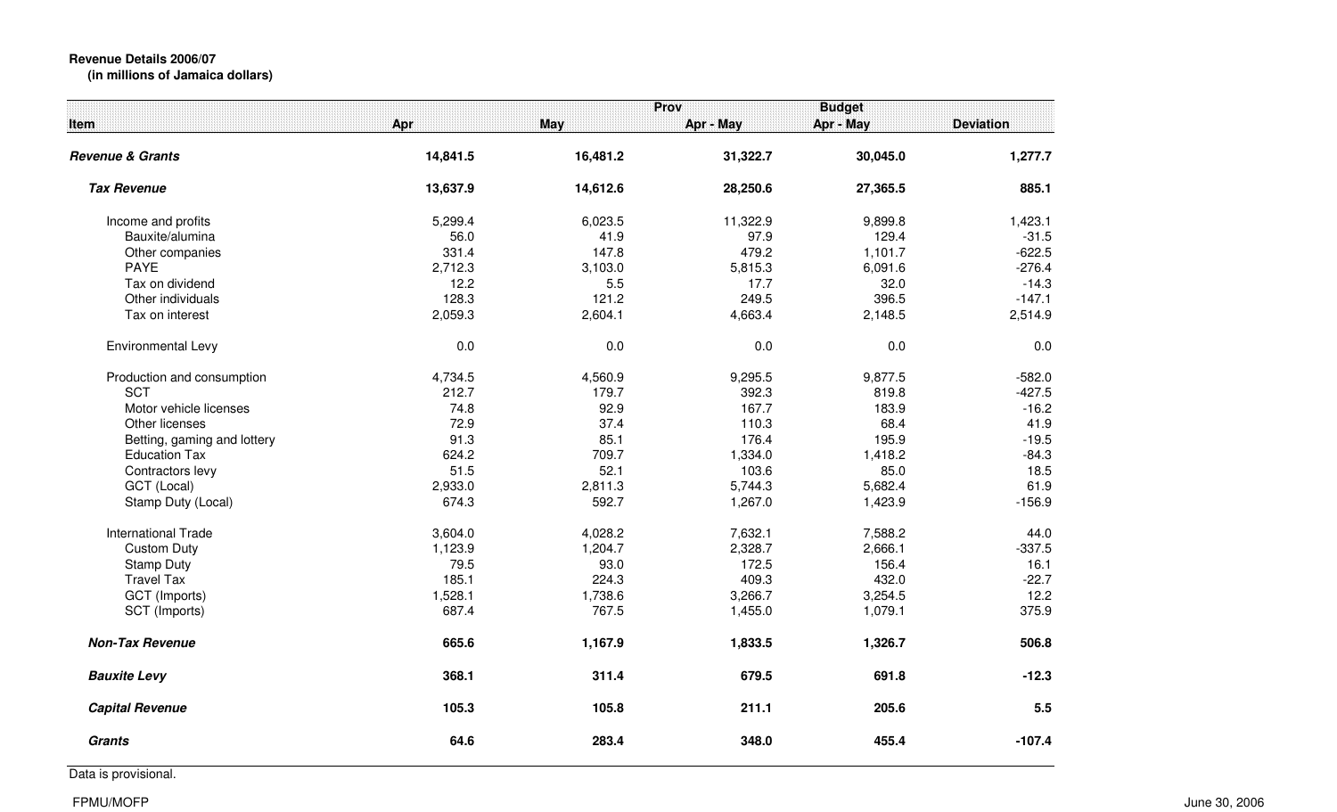**Revenue Details 2006/07**
**(in millions of Jamaica dollars)**

| Item | Apr | May | Prov Apr - May | Budget Apr - May | Deviation |
|---|---|---|---|---|---|
| ***Revenue & Grants*** | **14,841.5** | **16,481.2** | **31,322.7** | **30,045.0** | **1,277.7** |
| ***Tax Revenue*** | **13,637.9** | **14,612.6** | **28,250.6** | **27,365.5** | **885.1** |
| Income and profits | 5,299.4 | 6,023.5 | 11,322.9 | 9,899.8 | 1,423.1 |
| Bauxite/alumina | 56.0 | 41.9 | 97.9 | 129.4 | -31.5 |
| Other companies | 331.4 | 147.8 | 479.2 | 1,101.7 | -622.5 |
| PAYE | 2,712.3 | 3,103.0 | 5,815.3 | 6,091.6 | -276.4 |
| Tax on dividend | 12.2 | 5.5 | 17.7 | 32.0 | -14.3 |
| Other individuals | 128.3 | 121.2 | 249.5 | 396.5 | -147.1 |
| Tax on interest | 2,059.3 | 2,604.1 | 4,663.4 | 2,148.5 | 2,514.9 |
| Environmental Levy | 0.0 | 0.0 | 0.0 | 0.0 | 0.0 |
| Production and consumption | 4,734.5 | 4,560.9 | 9,295.5 | 9,877.5 | -582.0 |
| SCT | 212.7 | 179.7 | 392.3 | 819.8 | -427.5 |
| Motor vehicle licenses | 74.8 | 92.9 | 167.7 | 183.9 | -16.2 |
| Other licenses | 72.9 | 37.4 | 110.3 | 68.4 | 41.9 |
| Betting, gaming and lottery | 91.3 | 85.1 | 176.4 | 195.9 | -19.5 |
| Education Tax | 624.2 | 709.7 | 1,334.0 | 1,418.2 | -84.3 |
| Contractors levy | 51.5 | 52.1 | 103.6 | 85.0 | 18.5 |
| GCT (Local) | 2,933.0 | 2,811.3 | 5,744.3 | 5,682.4 | 61.9 |
| Stamp Duty (Local) | 674.3 | 592.7 | 1,267.0 | 1,423.9 | -156.9 |
| International Trade | 3,604.0 | 4,028.2 | 7,632.1 | 7,588.2 | 44.0 |
| Custom Duty | 1,123.9 | 1,204.7 | 2,328.7 | 2,666.1 | -337.5 |
| Stamp Duty | 79.5 | 93.0 | 172.5 | 156.4 | 16.1 |
| Travel Tax | 185.1 | 224.3 | 409.3 | 432.0 | -22.7 |
| GCT (Imports) | 1,528.1 | 1,738.6 | 3,266.7 | 3,254.5 | 12.2 |
| SCT (Imports) | 687.4 | 767.5 | 1,455.0 | 1,079.1 | 375.9 |
| ***Non-Tax Revenue*** | **665.6** | **1,167.9** | **1,833.5** | **1,326.7** | **506.8** |
| ***Bauxite Levy*** | **368.1** | **311.4** | **679.5** | **691.8** | **-12.3** |
| ***Capital Revenue*** | **105.3** | **105.8** | **211.1** | **205.6** | **5.5** |
| ***Grants*** | **64.6** | **283.4** | **348.0** | **455.4** | **-107.4** |

Data is provisional.

FPMU/MOFP

June 30, 2006